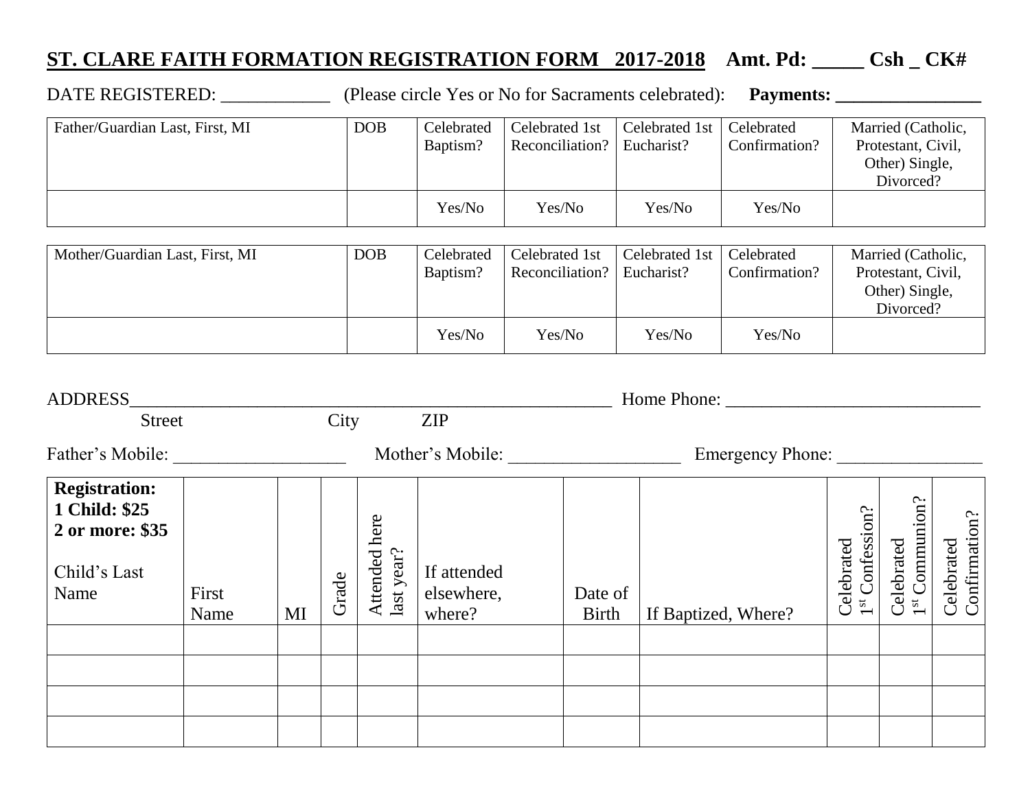## ST. CLARE FAITH FORMATION REGISTRATION FORM 2017-2018 **Amt. Pd: _____ Csh _ CK#**

DATE REGISTERED: ____________ (Please circle Yes or No for Sacraments celebrated): **Payments: ________________**

| Father/Guardian Last, First, MI | DOB | Celebrated Baptism? | Celebrated 1st Reconciliation? | Celebrated 1st Eucharist? | Celebrated Confirmation? | Married (Catholic, Protestant, Civil, Other) Single, Divorced? |
|---|---|---|---|---|---|---|
| | | Yes/No | Yes/No | Yes/No | Yes/No | |

| Mother/Guardian Last, First, MI | DOB | Celebrated Baptism? | Celebrated 1st Reconciliation? | Celebrated 1st Eucharist? | Celebrated Confirmation? | Married (Catholic, Protestant, Civil, Other) Single, Divorced? |
|---|---|---|---|---|---|---|
| | | Yes/No | Yes/No | Yes/No | Yes/No | |

ADDRESS________________________________________________________ Home Phone: ____________________________
Street City ZIP

Father's Mobile: ___________________ Mother's Mobile: ___________________ Emergency Phone: ________________

| **Registration: 1 Child: $25 2 or more: $35** Child's Last Name | First Name | MI | Grade | Attended here last year? | If attended elsewhere, where? | Date of Birth | If Baptized, Where? | Celebrated 1st Confession? | Celebrated 1st Communion? | Celebrated Confirmation? |
|---|---|---|---|---|---|---|---|---|---|---|
| | | | | | | | | | | |
| | | | | | | | | | | |
| | | | | | | | | | | |
| | | | | | | | | | | |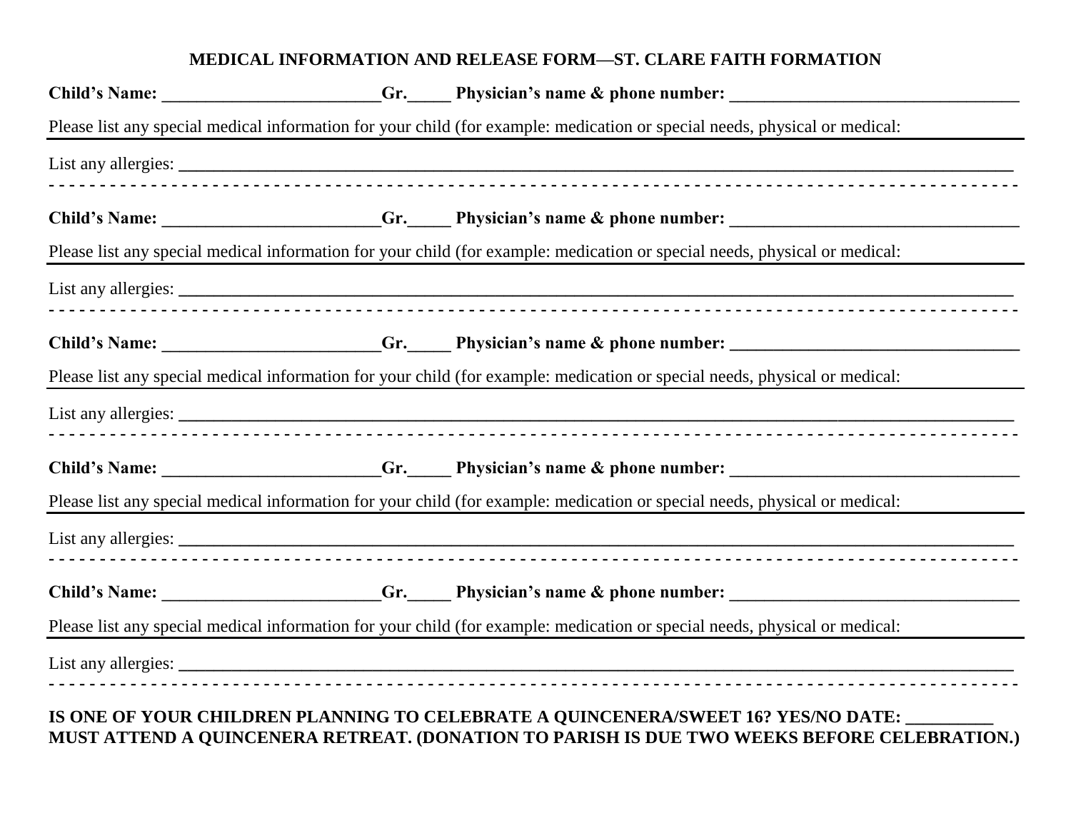**MEDICAL INFORMATION AND RELEASE FORM—ST. CLARE FAITH FORMATION**

**Child's Name: _________________________Gr._____ Physician's name & phone number: _________________________________**

Please list any special medical information for your child (for example: medication or special needs, physical or medical:

List any allergies: ________________________________________________________________________________________________

- - - - - - - - - - - - - - - - - - - - - - - - - - - - - - - - - - - - - - - - - - - - - - - - - - - - - - - - - - - - - - - - - - - - - - - - - - - - - - - - - - -

**Child's Name: _________________________Gr._____ Physician's name & phone number: _________________________________**

Please list any special medical information for your child (for example: medication or special needs, physical or medical:

List any allergies: ________________________________________________________________________________________________

- - - - - - - - - - - - - - - - - - - - - - - - - - - - - - - - - - - - - - - - - - - - - - - - - - - - - - - - - - - - - - - - - - - - - - - - - - - - - - - - - - -

**Child's Name: _________________________Gr._____ Physician's name & phone number: _________________________________**

Please list any special medical information for your child (for example: medication or special needs, physical or medical:

List any allergies: ________________________________________________________________________________________________

- - - - - - - - - - - - - - - - - - - - - - - - - - - - - - - - - - - - - - - - - - - - - - - - - - - - - - - - - - - - - - - - - - - - - - - - - - - - - - - - - - -

**Child's Name: _________________________Gr._____ Physician's name & phone number: _________________________________**

Please list any special medical information for your child (for example: medication or special needs, physical or medical:

List any allergies: ________________________________________________________________________________________________

- - - - - - - - - - - - - - - - - - - - - - - - - - - - - - - - - - - - - - - - - - - - - - - - - - - - - - - - - - - - - - - - - - - - - - - - - - - - - - - - - - -

**Child's Name: _________________________Gr._____ Physician's name & phone number: _________________________________**

Please list any special medical information for your child (for example: medication or special needs, physical or medical:

List any allergies: ________________________________________________________________________________________________

- - - - - - - - - - - - - - - - - - - - - - - - - - - - - - - - - - - - - - - - - - - - - - - - - - - - - - - - - - - - - - - - - - - - - - - - - - - - - - - - - - -

**IS ONE OF YOUR CHILDREN PLANNING TO CELEBRATE A QUINCENERA/SWEET 16? YES/NO DATE: __________**
**MUST ATTEND A QUINCENERA RETREAT. (DONATION TO PARISH IS DUE TWO WEEKS BEFORE CELEBRATION.)**